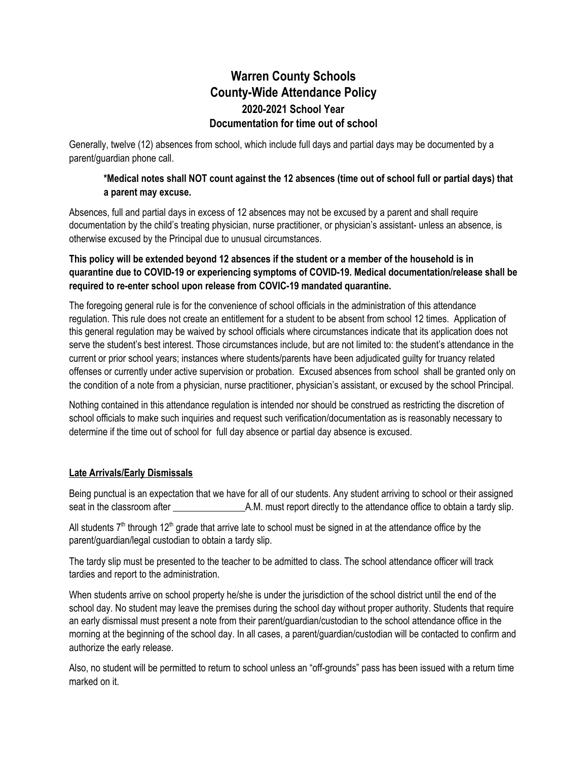# Warren County Schools
# County-Wide Attendance Policy
## 2020-2021 School Year
## Documentation for time out of school

Generally, twelve (12) absences from school, which include full days and partial days may be documented by a parent/guardian phone call.

> **\*Medical notes shall NOT count against the 12 absences (time out of school full or partial days) that a parent may excuse.**

Absences, full and partial days in excess of 12 absences may not be excused by a parent and shall require documentation by the child's treating physician, nurse practitioner, or physician's assistant- unless an absence, is otherwise excused by the Principal due to unusual circumstances.

**This policy will be extended beyond 12 absences if the student or a member of the household is in quarantine due to COVID-19 or experiencing symptoms of COVID-19. Medical documentation/release shall be required to re-enter school upon release from COVIC-19 mandated quarantine.**

The foregoing general rule is for the convenience of school officials in the administration of this attendance regulation. This rule does not create an entitlement for a student to be absent from school 12 times. Application of this general regulation may be waived by school officials where circumstances indicate that its application does not serve the student's best interest. Those circumstances include, but are not limited to: the student's attendance in the current or prior school years; instances where students/parents have been adjudicated guilty for truancy related offenses or currently under active supervision or probation. Excused absences from school shall be granted only on the condition of a note from a physician, nurse practitioner, physician's assistant, or excused by the school Principal.

Nothing contained in this attendance regulation is intended nor should be construed as restricting the discretion of school officials to make such inquiries and request such verification/documentation as is reasonably necessary to determine if the time out of school for full day absence or partial day absence is excused.

### <u>Late Arrivals/Early Dismissals</u>

Being punctual is an expectation that we have for all of our students. Any student arriving to school or their assigned seat in the classroom after _______________A.M. must report directly to the attendance office to obtain a tardy slip.

All students 7th through 12th grade that arrive late to school must be signed in at the attendance office by the parent/guardian/legal custodian to obtain a tardy slip.

The tardy slip must be presented to the teacher to be admitted to class. The school attendance officer will track tardies and report to the administration.

When students arrive on school property he/she is under the jurisdiction of the school district until the end of the school day. No student may leave the premises during the school day without proper authority. Students that require an early dismissal must present a note from their parent/guardian/custodian to the school attendance office in the morning at the beginning of the school day. In all cases, a parent/guardian/custodian will be contacted to confirm and authorize the early release.

Also, no student will be permitted to return to school unless an "off-grounds" pass has been issued with a return time marked on it.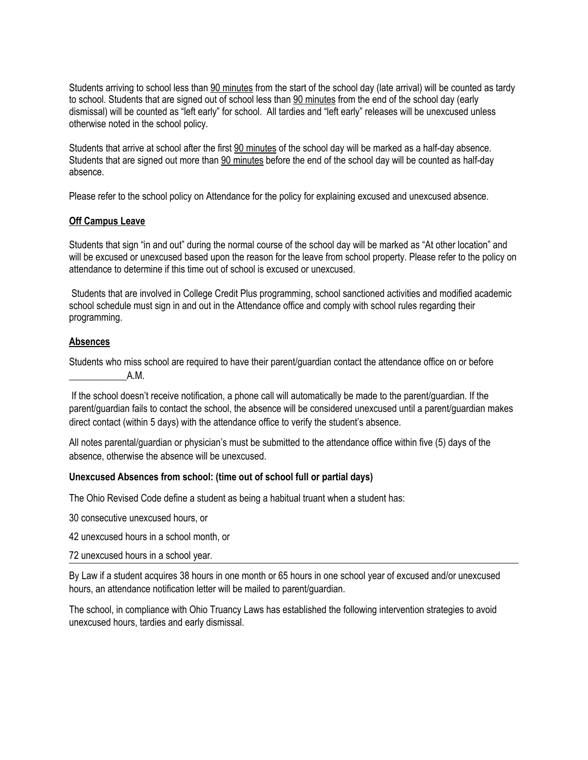Students arriving to school less than <u>90 minutes</u> from the start of the school day (late arrival) will be counted as tardy to school. Students that are signed out of school less than <u>90 minutes</u> from the end of the school day (early dismissal) will be counted as "left early" for school. All tardies and "left early" releases will be unexcused unless otherwise noted in the school policy.

Students that arrive at school after the first <u>90 minutes</u> of the school day will be marked as a half-day absence. Students that are signed out more than <u>90 minutes</u> before the end of the school day will be counted as half-day absence.

Please refer to the school policy on Attendance for the policy for explaining excused and unexcused absence.

**<u>Off Campus Leave</u>**

Students that sign "in and out" during the normal course of the school day will be marked as "At other location" and will be excused or unexcused based upon the reason for the leave from school property. Please refer to the policy on attendance to determine if this time out of school is excused or unexcused.

Students that are involved in College Credit Plus programming, school sanctioned activities and modified academic school schedule must sign in and out in the Attendance office and comply with school rules regarding their programming.

**<u>Absences</u>**

Students who miss school are required to have their parent/guardian contact the attendance office on or before ____________A.M.

If the school doesn't receive notification, a phone call will automatically be made to the parent/guardian. If the parent/guardian fails to contact the school, the absence will be considered unexcused until a parent/guardian makes direct contact (within 5 days) with the attendance office to verify the student's absence.

All notes parental/guardian or physician's must be submitted to the attendance office within five (5) days of the absence, otherwise the absence will be unexcused.

**Unexcused Absences from school: (time out of school full or partial days)**

The Ohio Revised Code define a student as being a habitual truant when a student has:

30 consecutive unexcused hours, or

42 unexcused hours in a school month, or

72 unexcused hours in a school year.

---

By Law if a student acquires 38 hours in one month or 65 hours in one school year of excused and/or unexcused hours, an attendance notification letter will be mailed to parent/guardian.

The school, in compliance with Ohio Truancy Laws has established the following intervention strategies to avoid unexcused hours, tardies and early dismissal.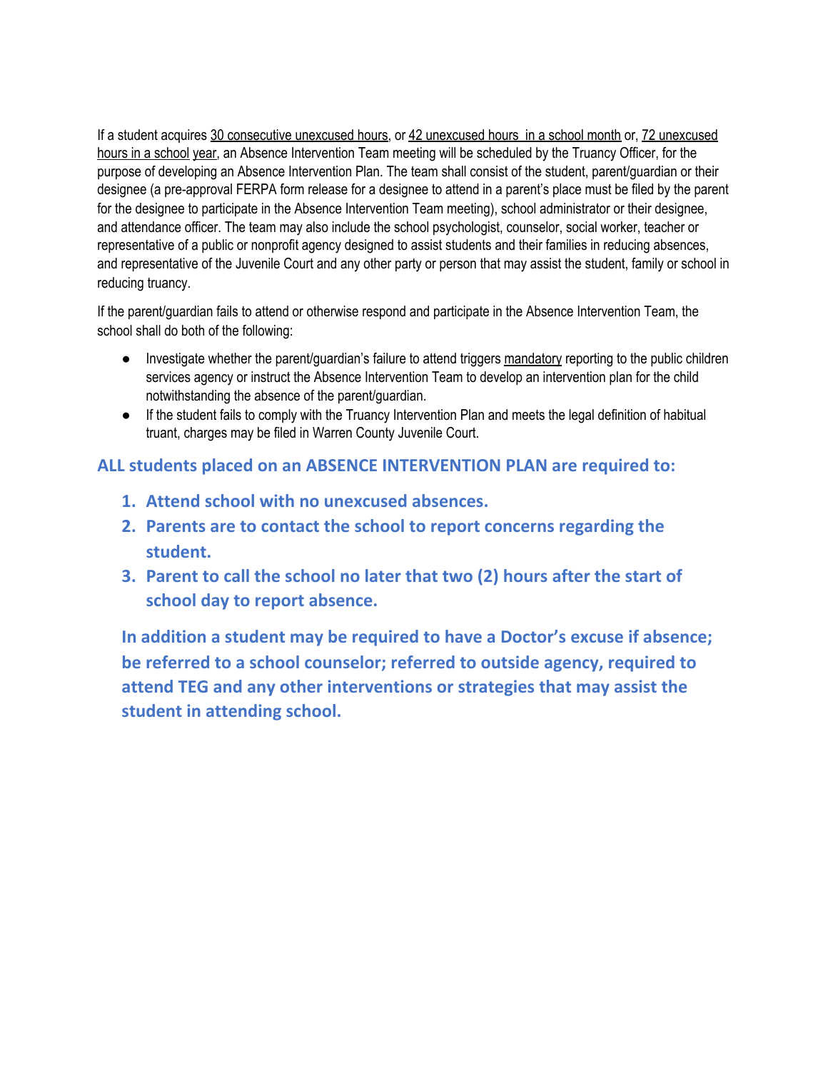If a student acquires 30 consecutive unexcused hours, or 42 unexcused hours in a school month or, 72 unexcused hours in a school year, an Absence Intervention Team meeting will be scheduled by the Truancy Officer, for the purpose of developing an Absence Intervention Plan. The team shall consist of the student, parent/guardian or their designee (a pre-approval FERPA form release for a designee to attend in a parent's place must be filed by the parent for the designee to participate in the Absence Intervention Team meeting), school administrator or their designee, and attendance officer. The team may also include the school psychologist, counselor, social worker, teacher or representative of a public or nonprofit agency designed to assist students and their families in reducing absences, and representative of the Juvenile Court and any other party or person that may assist the student, family or school in reducing truancy.

If the parent/guardian fails to attend or otherwise respond and participate in the Absence Intervention Team, the school shall do both of the following:

- Investigate whether the parent/guardian's failure to attend triggers mandatory reporting to the public children services agency or instruct the Absence Intervention Team to develop an intervention plan for the child notwithstanding the absence of the parent/guardian.
- If the student fails to comply with the Truancy Intervention Plan and meets the legal definition of habitual truant, charges may be filed in Warren County Juvenile Court.

**ALL students placed on an ABSENCE INTERVENTION PLAN are required to:**

1. **Attend school with no unexcused absences.**
2. **Parents are to contact the school to report concerns regarding the student.**
3. **Parent to call the school no later that two (2) hours after the start of school day to report absence.**

**In addition a student may be required to have a Doctor's excuse if absence; be referred to a school counselor; referred to outside agency, required to attend TEG and any other interventions or strategies that may assist the student in attending school.**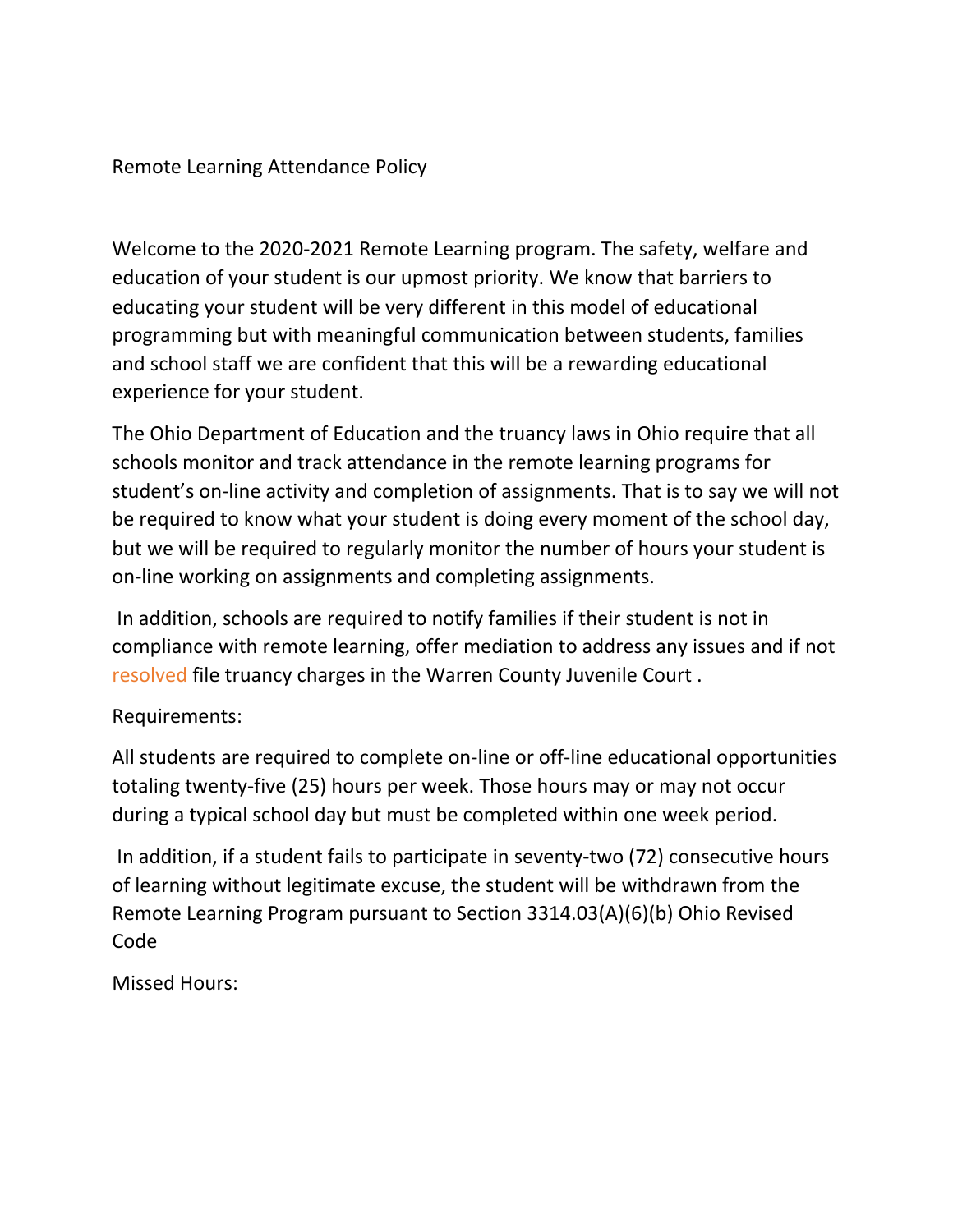# Remote Learning Attendance Policy

Welcome to the 2020-2021 Remote Learning program. The safety, welfare and education of your student is our upmost priority. We know that barriers to educating your student will be very different in this model of educational programming but with meaningful communication between students, families and school staff we are confident that this will be a rewarding educational experience for your student.

The Ohio Department of Education and the truancy laws in Ohio require that all schools monitor and track attendance in the remote learning programs for student's on-line activity and completion of assignments. That is to say we will not be required to know what your student is doing every moment of the school day, but we will be required to regularly monitor the number of hours your student is on-line working on assignments and completing assignments.

In addition, schools are required to notify families if their student is not in compliance with remote learning, offer mediation to address any issues and if not resolved file truancy charges in the Warren County Juvenile Court .

Requirements:

All students are required to complete on-line or off-line educational opportunities totaling twenty-five (25) hours per week. Those hours may or may not occur during a typical school day but must be completed within one week period.

In addition, if a student fails to participate in seventy-two (72) consecutive hours of learning without legitimate excuse, the student will be withdrawn from the Remote Learning Program pursuant to Section 3314.03(A)(6)(b) Ohio Revised Code

Missed Hours: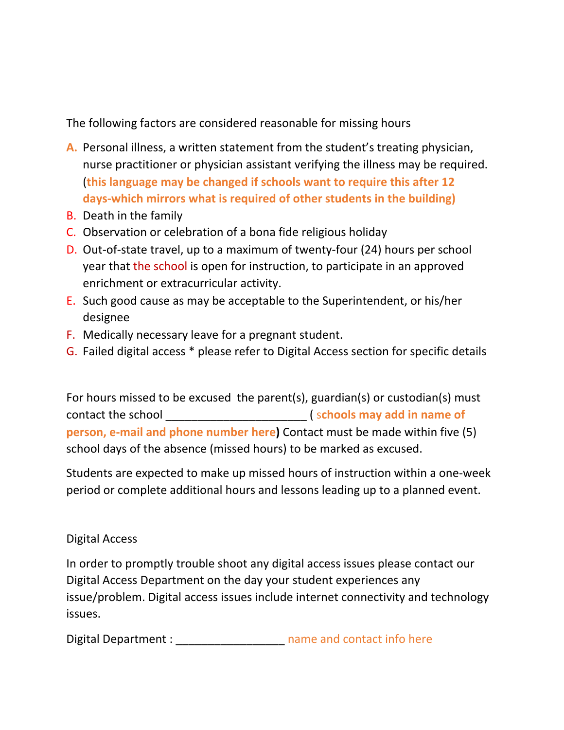The following factors are considered reasonable for missing hours

A. Personal illness, a written statement from the student's treating physician, nurse practitioner or physician assistant verifying the illness may be required. (**this language may be changed if schools want to require this after 12 days-which mirrors what is required of other students in the building)**
B. Death in the family
C. Observation or celebration of a bona fide religious holiday
D. Out-of-state travel, up to a maximum of twenty-four (24) hours per school year that the school is open for instruction, to participate in an approved enrichment or extracurricular activity.
E. Such good cause as may be acceptable to the Superintendent, or his/her designee
F. Medically necessary leave for a pregnant student.
G. Failed digital access * please refer to Digital Access section for specific details

For hours missed to be excused the parent(s), guardian(s) or custodian(s) must contact the school ______________________ ( **schools may add in name of person, e-mail and phone number here)** Contact must be made within five (5) school days of the absence (missed hours) to be marked as excused.

Students are expected to make up missed hours of instruction within a one-week period or complete additional hours and lessons leading up to a planned event.

Digital Access

In order to promptly trouble shoot any digital access issues please contact our Digital Access Department on the day your student experiences any issue/problem. Digital access issues include internet connectivity and technology issues.

Digital Department : _________________ name and contact info here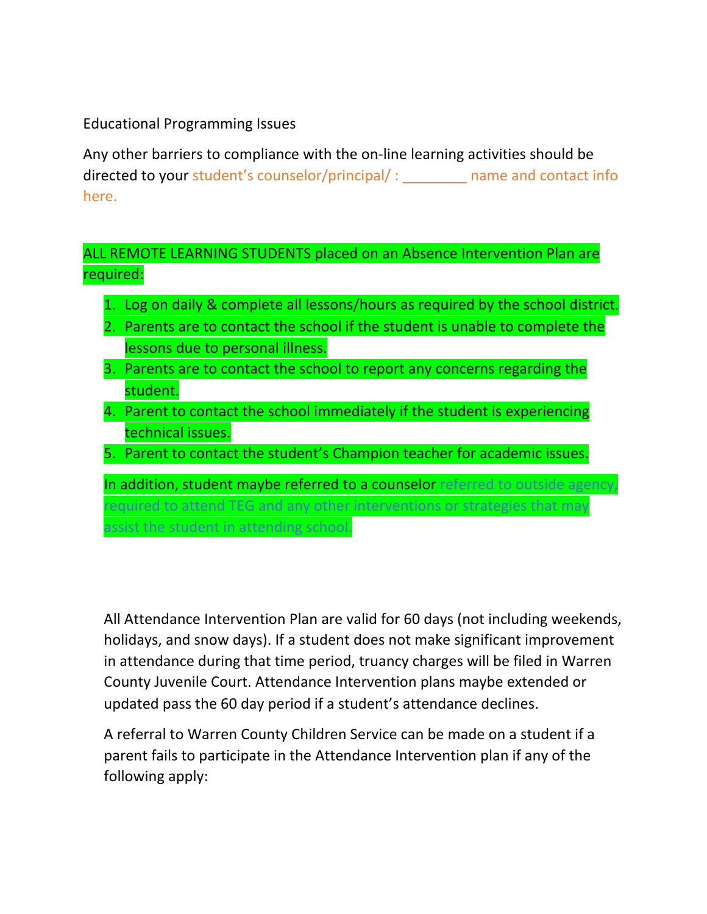Educational Programming Issues

Any other barriers to compliance with the on-line learning activities should be directed to your student's counselor/principal/ : ________ name and contact info here.

ALL REMOTE LEARNING STUDENTS placed on an Absence Intervention Plan are required:

1. Log on daily & complete all lessons/hours as required by the school district.
2. Parents are to contact the school if the student is unable to complete the lessons due to personal illness.
3. Parents are to contact the school to report any concerns regarding the student.
4. Parent to contact the school immediately if the student is experiencing technical issues.
5. Parent to contact the student's Champion teacher for academic issues.

In addition, student maybe referred to a counselor referred to outside agency, required to attend TEG and any other interventions or strategies that may assist the student in attending school.

All Attendance Intervention Plan are valid for 60 days (not including weekends, holidays, and snow days). If a student does not make significant improvement in attendance during that time period, truancy charges will be filed in Warren County Juvenile Court. Attendance Intervention plans maybe extended or updated pass the 60 day period if a student's attendance declines.

A referral to Warren County Children Service can be made on a student if a parent fails to participate in the Attendance Intervention plan if any of the following apply: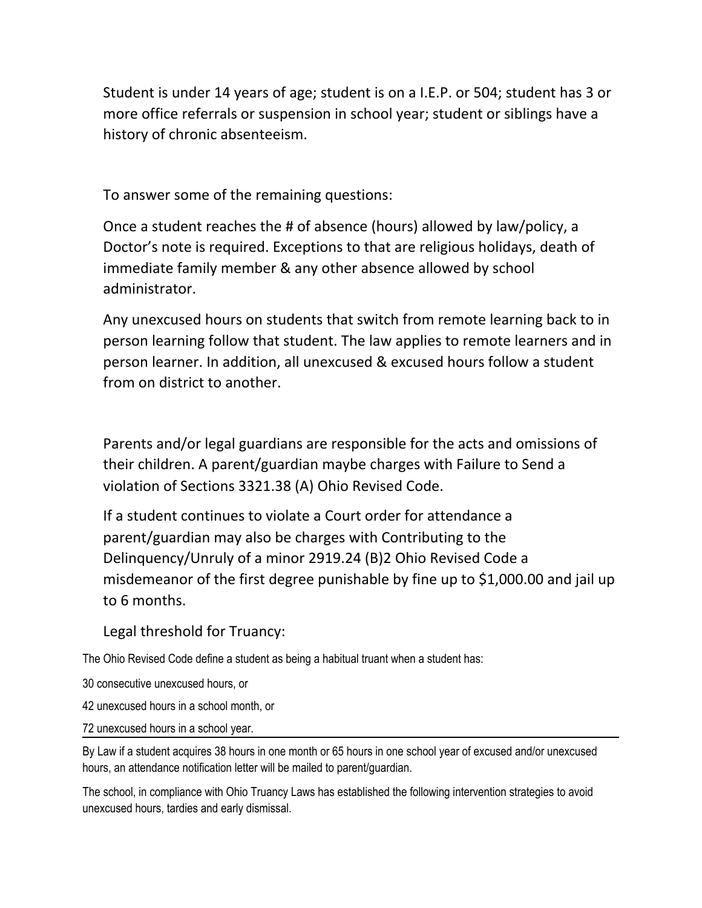Student is under 14 years of age; student is on a I.E.P. or 504; student has 3 or more office referrals or suspension in school year; student or siblings have a history of chronic absenteeism.

To answer some of the remaining questions:

Once a student reaches the # of absence (hours) allowed by law/policy, a Doctor's note is required. Exceptions to that are religious holidays, death of immediate family member & any other absence allowed by school administrator.

Any unexcused hours on students that switch from remote learning back to in person learning follow that student. The law applies to remote learners and in person learner. In addition, all unexcused & excused hours follow a student from on district to another.

Parents and/or legal guardians are responsible for the acts and omissions of their children. A parent/guardian maybe charges with Failure to Send a violation of Sections 3321.38 (A) Ohio Revised Code.

If a student continues to violate a Court order for attendance a parent/guardian may also be charges with Contributing to the Delinquency/Unruly of a minor 2919.24 (B)2 Ohio Revised Code a misdemeanor of the first degree punishable by fine up to $1,000.00 and jail up to 6 months.

Legal threshold for Truancy:

The Ohio Revised Code define a student as being a habitual truant when a student has:

30 consecutive unexcused hours, or

42 unexcused hours in a school month, or

72 unexcused hours in a school year.

---

By Law if a student acquires 38 hours in one month or 65 hours in one school year of excused and/or unexcused hours, an attendance notification letter will be mailed to parent/guardian.

The school, in compliance with Ohio Truancy Laws has established the following intervention strategies to avoid unexcused hours, tardies and early dismissal.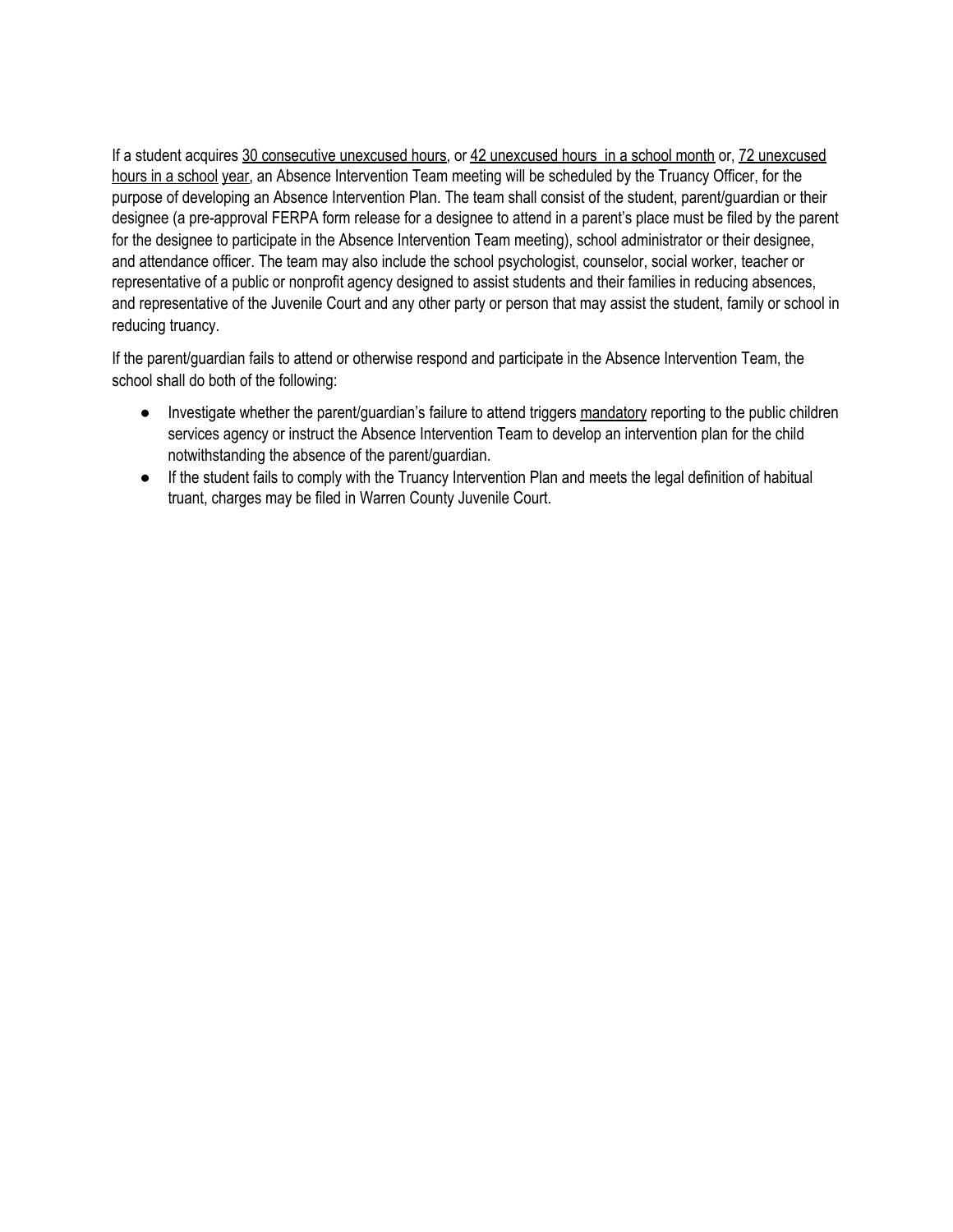If a student acquires 30 consecutive unexcused hours, or 42 unexcused hours in a school month or, 72 unexcused hours in a school year, an Absence Intervention Team meeting will be scheduled by the Truancy Officer, for the purpose of developing an Absence Intervention Plan. The team shall consist of the student, parent/guardian or their designee (a pre-approval FERPA form release for a designee to attend in a parent's place must be filed by the parent for the designee to participate in the Absence Intervention Team meeting), school administrator or their designee, and attendance officer. The team may also include the school psychologist, counselor, social worker, teacher or representative of a public or nonprofit agency designed to assist students and their families in reducing absences, and representative of the Juvenile Court and any other party or person that may assist the student, family or school in reducing truancy.

If the parent/guardian fails to attend or otherwise respond and participate in the Absence Intervention Team, the school shall do both of the following:

- Investigate whether the parent/guardian's failure to attend triggers mandatory reporting to the public children services agency or instruct the Absence Intervention Team to develop an intervention plan for the child notwithstanding the absence of the parent/guardian.
- If the student fails to comply with the Truancy Intervention Plan and meets the legal definition of habitual truant, charges may be filed in Warren County Juvenile Court.